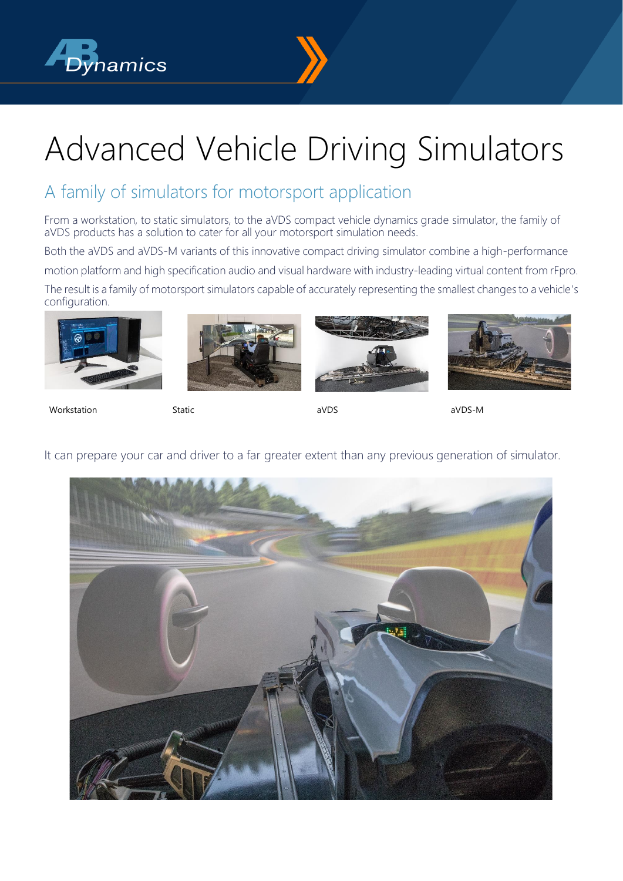# Advanced Vehicle Driving Simulators

## A family of simulators for motorsport application

From a workstation, to static simulators, to the aVDS compact vehicle dynamics grade simulator, the family of aVDS products has a solution to cater for all your motorsport simulation needs.

Both the aVDS and aVDS-M variants of this innovative compact driving simulator combine a high-performance motion platform and high specification audio and visual hardware with industry-leading virtual content from rFpro.

The result is a family of motorsport simulators capable of accurately representing the smallest changes to a vehicle's configuration.

Workstation

Static

aVDS

aVDS-M

It can prepare your car and driver to a far greater extent than any previous generation of simulator.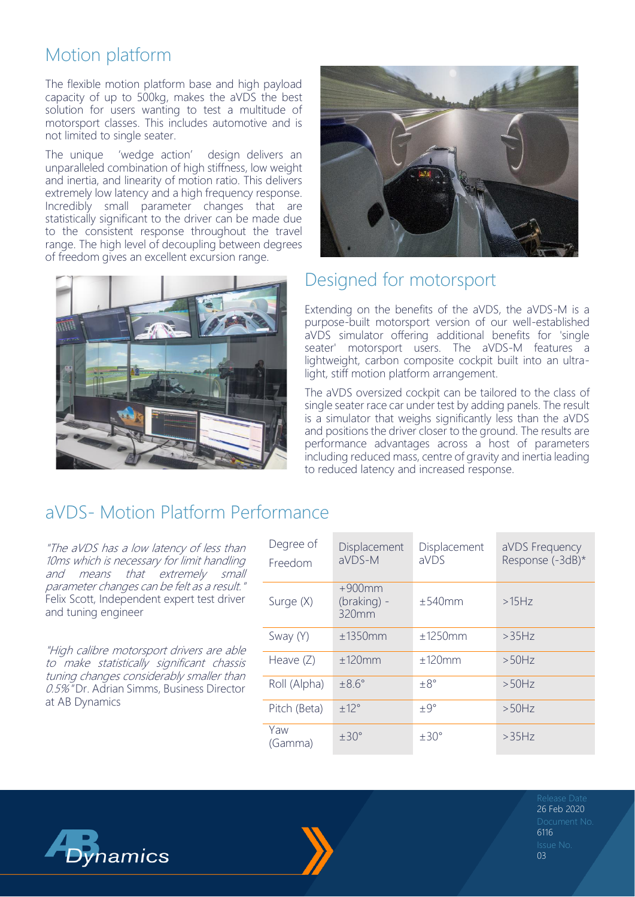## Motion platform

The flexible motion platform base and high payload capacity of up to 500kg, makes the aVDS the best solution for users wanting to test a multitude of motorsport classes. This includes automotive and is not limited to single seater.

The unique 'wedge action' design delivers an unparalleled combination of high stiffness, low weight and inertia, and linearity of motion ratio. This delivers extremely low latency and a high frequency response. Incredibly small parameter changes that are statistically significant to the driver can be made due to the consistent response throughout the travel range. The high level of decoupling between degrees of freedom gives an excellent excursion range.

## Designed for motorsport

Extending on the benefits of the aVDS, the aVDS-M is a purpose-built motorsport version of our well-established aVDS simulator offering additional benefits for 'single seater' motorsport users. The aVDS-M features a lightweight, carbon composite cockpit built into an ultra-light, stiff motion platform arrangement.

The aVDS oversized cockpit can be tailored to the class of single seater race car under test by adding panels. The result is a simulator that weighs significantly less than the aVDS and positions the driver closer to the ground. The results are performance advantages across a host of parameters including reduced mass, centre of gravity and inertia leading to reduced latency and increased response.

## aVDS- Motion Platform Performance

*"The aVDS has a low latency of less than 10ms which is necessary for limit handling and means that extremely small parameter changes can be felt as a result."* Felix Scott, Independent expert test driver and tuning engineer

*"High calibre motorsport drivers are able to make statistically significant chassis tuning changes considerably smaller than 0.5%"* Dr. Adrian Simms, Business Director at AB Dynamics

| Degree of Freedom | Displacement aVDS-M | Displacement aVDS | aVDS Frequency Response (-3dB)* |
|---|---|---|---|
| Surge (X) | +900mm (braking) - 320mm | ±540mm | >15Hz |
| Sway (Y) | ±1350mm | ±1250mm | >35Hz |
| Heave (Z) | ±120mm | ±120mm | >50Hz |
| Roll (Alpha) | ±8.6° | ±8° | >50Hz |
| Pitch (Beta) | ±12° | ±9° | >50Hz |
| Yaw (Gamma) | ±30° | ±30° | >35Hz |

Release Date
26 Feb 2020
Document No.
6116
Issue No.
03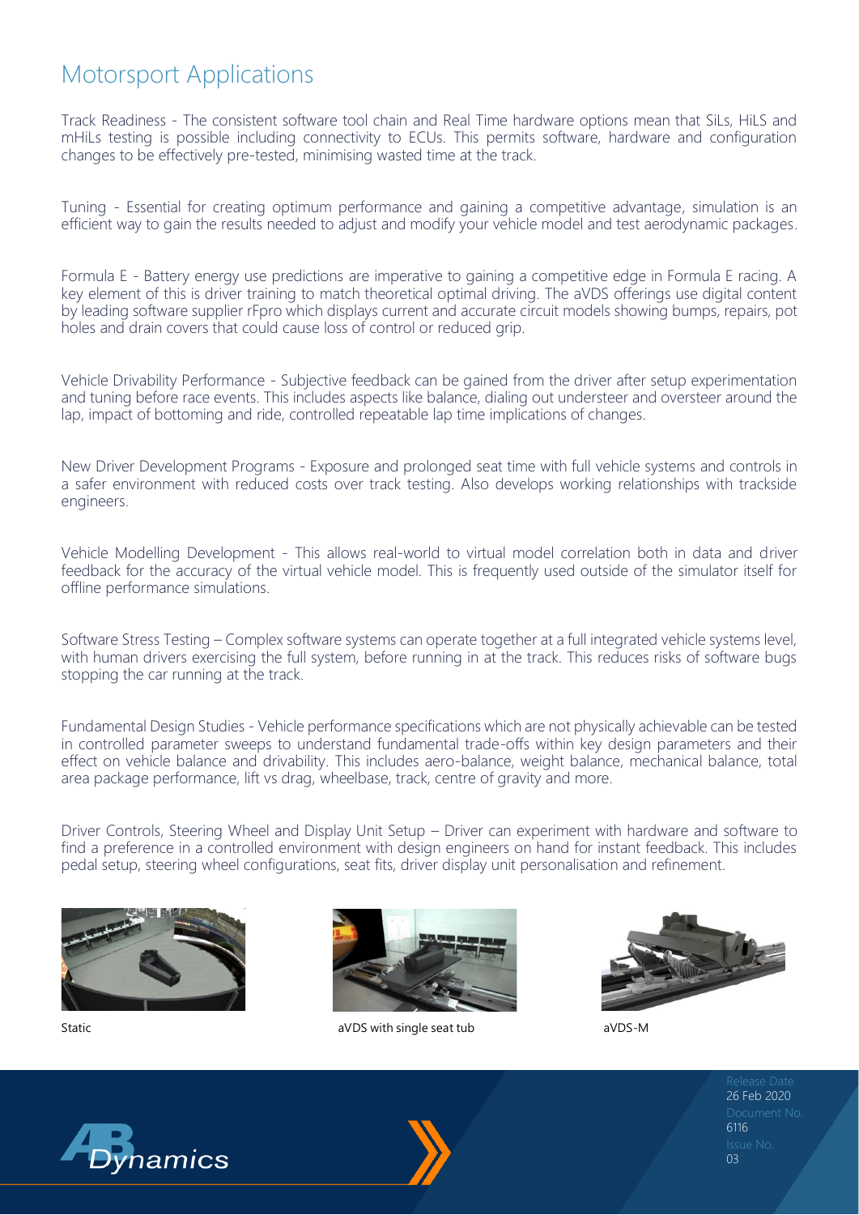# Motorsport Applications

Track Readiness - The consistent software tool chain and Real Time hardware options mean that SiLs, HiLS and mHiLs testing is possible including connectivity to ECUs. This permits software, hardware and configuration changes to be effectively pre-tested, minimising wasted time at the track.

Tuning - Essential for creating optimum performance and gaining a competitive advantage, simulation is an efficient way to gain the results needed to adjust and modify your vehicle model and test aerodynamic packages.

Formula E - Battery energy use predictions are imperative to gaining a competitive edge in Formula E racing. A key element of this is driver training to match theoretical optimal driving. The aVDS offerings use digital content by leading software supplier rFpro which displays current and accurate circuit models showing bumps, repairs, pot holes and drain covers that could cause loss of control or reduced grip.

Vehicle Drivability Performance - Subjective feedback can be gained from the driver after setup experimentation and tuning before race events. This includes aspects like balance, dialing out understeer and oversteer around the lap, impact of bottoming and ride, controlled repeatable lap time implications of changes.

New Driver Development Programs - Exposure and prolonged seat time with full vehicle systems and controls in a safer environment with reduced costs over track testing. Also develops working relationships with trackside engineers.

Vehicle Modelling Development - This allows real-world to virtual model correlation both in data and driver feedback for the accuracy of the virtual vehicle model. This is frequently used outside of the simulator itself for offline performance simulations.

Software Stress Testing – Complex software systems can operate together at a full integrated vehicle systems level, with human drivers exercising the full system, before running in at the track. This reduces risks of software bugs stopping the car running at the track.

Fundamental Design Studies - Vehicle performance specifications which are not physically achievable can be tested in controlled parameter sweeps to understand fundamental trade-offs within key design parameters and their effect on vehicle balance and drivability. This includes aero-balance, weight balance, mechanical balance, total area package performance, lift vs drag, wheelbase, track, centre of gravity and more.

Driver Controls, Steering Wheel and Display Unit Setup – Driver can experiment with hardware and software to find a preference in a controlled environment with design engineers on hand for instant feedback. This includes pedal setup, steering wheel configurations, seat fits, driver display unit personalisation and refinement.

Static

aVDS with single seat tub

aVDS-M

Release Date
26 Feb 2020
Document No.
6116
Issue No.
03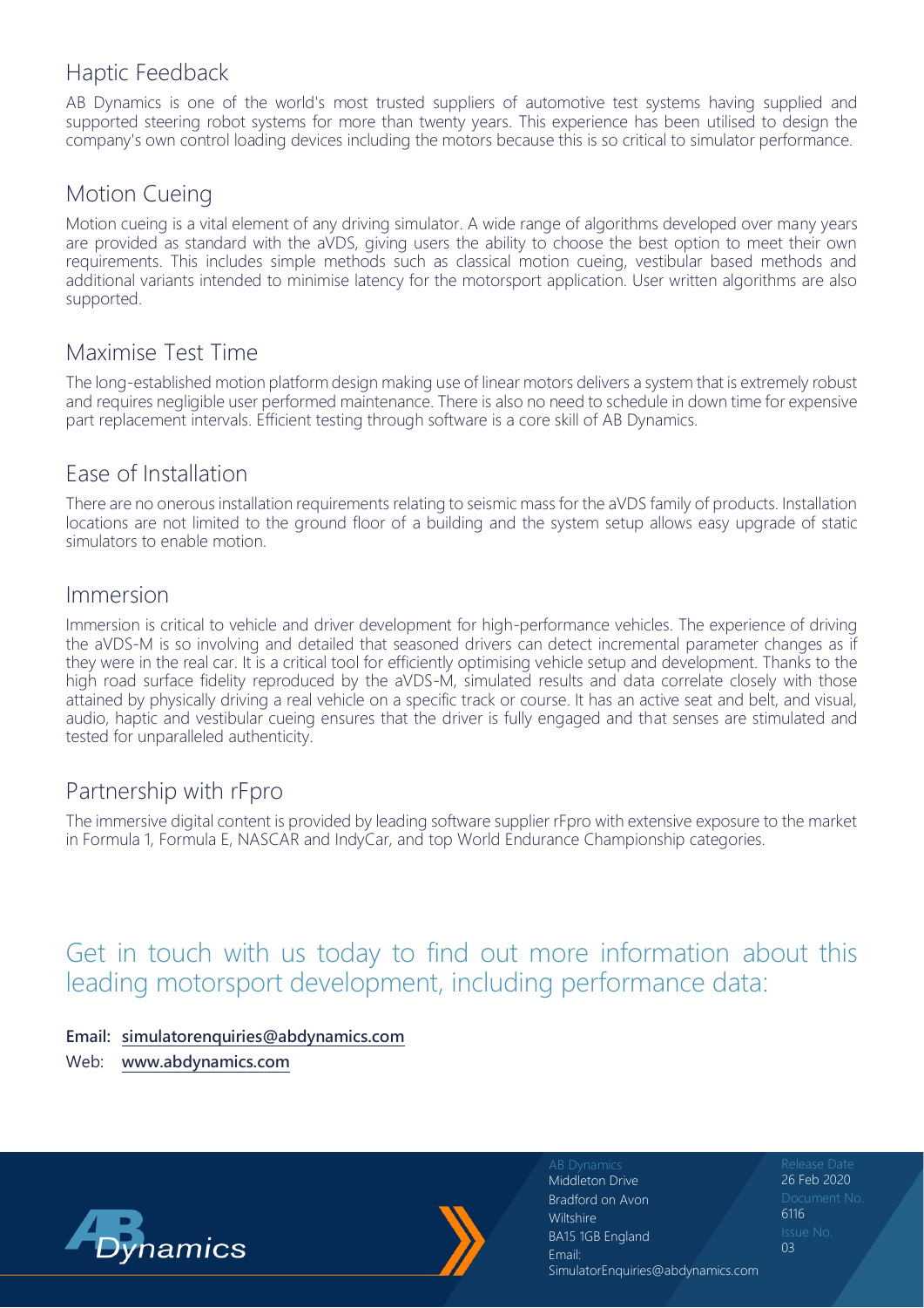## Haptic Feedback

AB Dynamics is one of the world's most trusted suppliers of automotive test systems having supplied and supported steering robot systems for more than twenty years. This experience has been utilised to design the company's own control loading devices including the motors because this is so critical to simulator performance.

## Motion Cueing

Motion cueing is a vital element of any driving simulator. A wide range of algorithms developed over many years are provided as standard with the aVDS, giving users the ability to choose the best option to meet their own requirements. This includes simple methods such as classical motion cueing, vestibular based methods and additional variants intended to minimise latency for the motorsport application. User written algorithms are also supported.

## Maximise Test Time

The long-established motion platform design making use of linear motors delivers a system that is extremely robust and requires negligible user performed maintenance. There is also no need to schedule in down time for expensive part replacement intervals. Efficient testing through software is a core skill of AB Dynamics.

## Ease of Installation

There are no onerous installation requirements relating to seismic mass for the aVDS family of products. Installation locations are not limited to the ground floor of a building and the system setup allows easy upgrade of static simulators to enable motion.

## Immersion

Immersion is critical to vehicle and driver development for high-performance vehicles. The experience of driving the aVDS-M is so involving and detailed that seasoned drivers can detect incremental parameter changes as if they were in the real car. It is a critical tool for efficiently optimising vehicle setup and development. Thanks to the high road surface fidelity reproduced by the aVDS-M, simulated results and data correlate closely with those attained by physically driving a real vehicle on a specific track or course. It has an active seat and belt, and visual, audio, haptic and vestibular cueing ensures that the driver is fully engaged and that senses are stimulated and tested for unparalleled authenticity.

## Partnership with rFpro

The immersive digital content is provided by leading software supplier rFpro with extensive exposure to the market in Formula 1, Formula E, NASCAR and IndyCar, and top World Endurance Championship categories.

## Get in touch with us today to find out more information about this leading motorsport development, including performance data:

**Email:** **simulatorenquiries@abdynamics.com**

Web: **www.abdynamics.com**

AB Dynamics
Middleton Drive
Bradford on Avon
Wiltshire
BA15 1GB England
Email:
SimulatorEnquiries@abdynamics.com

Release Date
26 Feb 2020
Document No.
6116
Issue No.
03